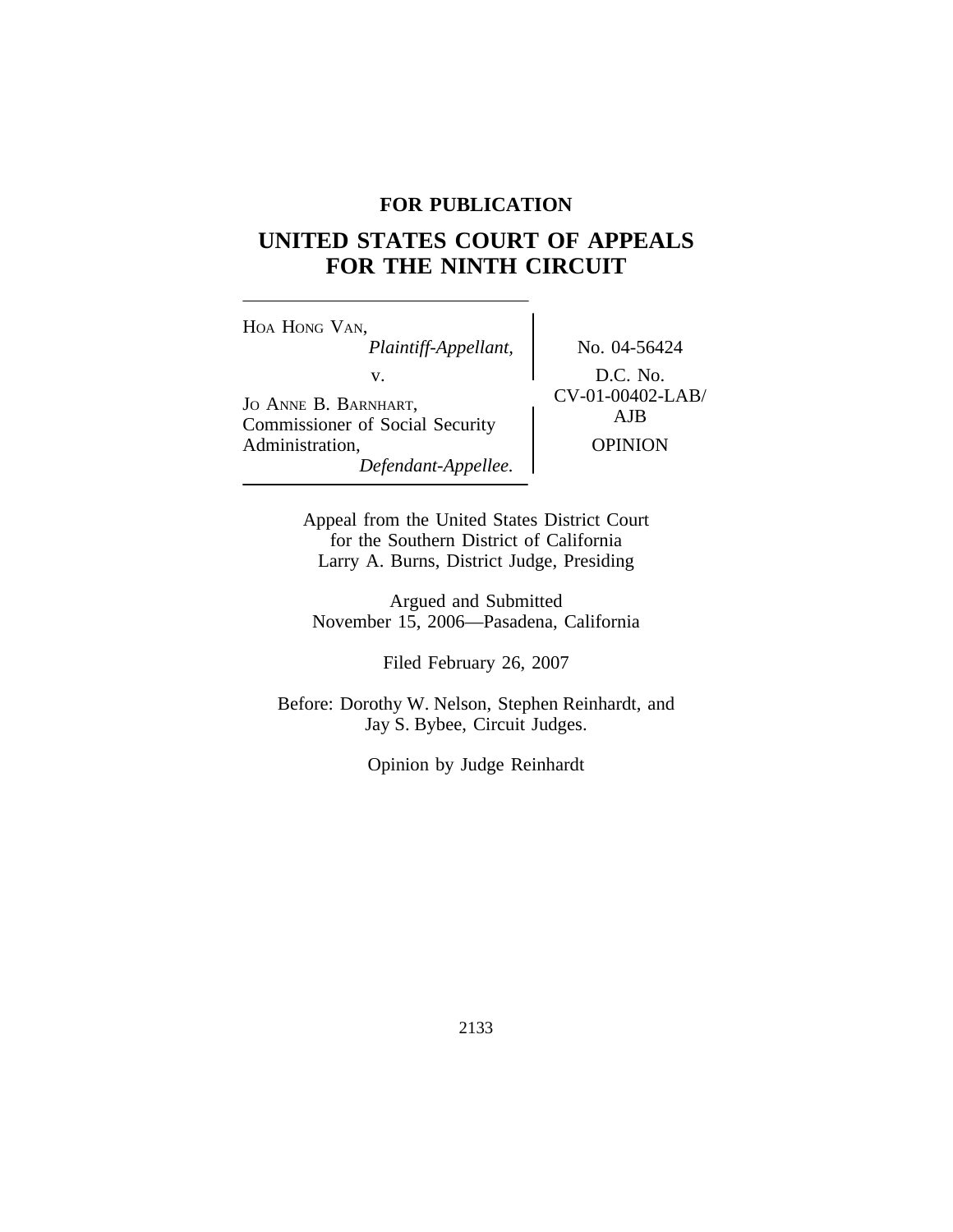**FOR PUBLICATION**

# UNITED STATES COURT OF APPEALS FOR THE NINTH CIRCUIT

HOA HONG VAN,
*Plaintiff-Appellant,*

v.

JO ANNE B. BARNHART, Commissioner of Social Security Administration,
*Defendant-Appellee.*

No. 04-56424

D.C. No. CV-01-00402-LAB/AJB

OPINION

Appeal from the United States District Court
for the Southern District of California
Larry A. Burns, District Judge, Presiding

Argued and Submitted
November 15, 2006—Pasadena, California

Filed February 26, 2007

Before: Dorothy W. Nelson, Stephen Reinhardt, and Jay S. Bybee, Circuit Judges.

Opinion by Judge Reinhardt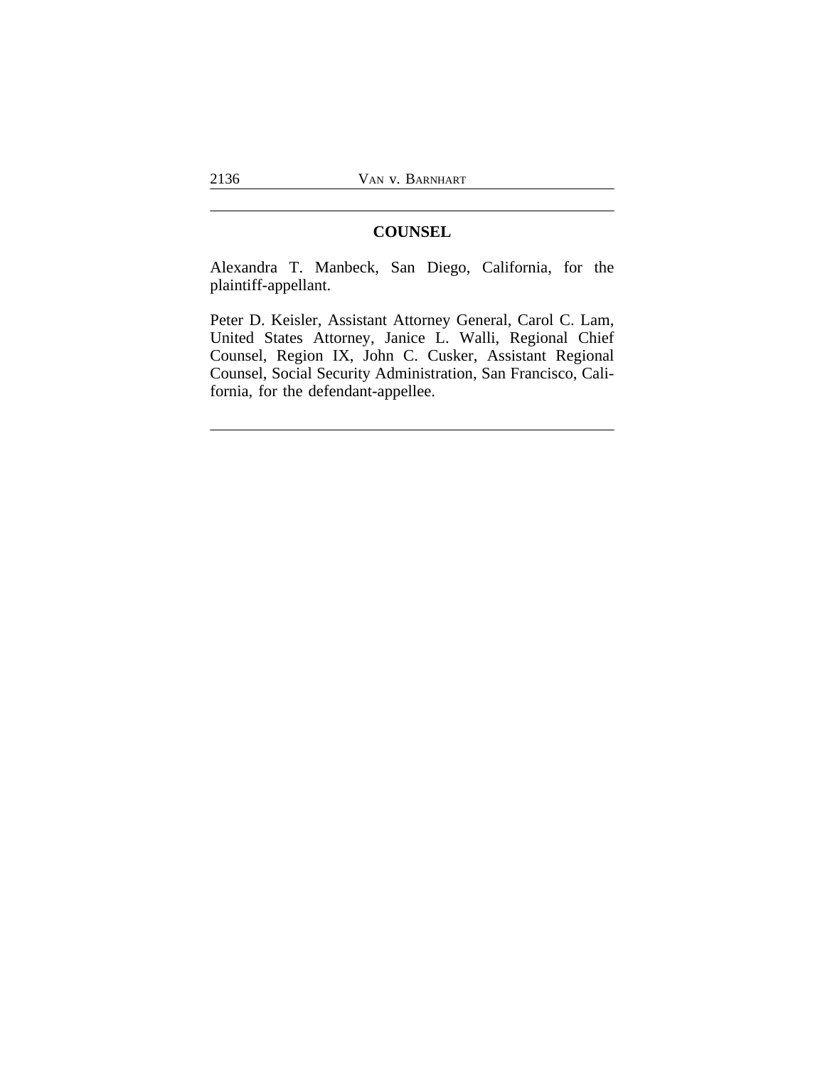## COUNSEL

Alexandra T. Manbeck, San Diego, California, for the plaintiff-appellant.

Peter D. Keisler, Assistant Attorney General, Carol C. Lam, United States Attorney, Janice L. Walli, Regional Chief Counsel, Region IX, John C. Cusker, Assistant Regional Counsel, Social Security Administration, San Francisco, California, for the defendant-appellee.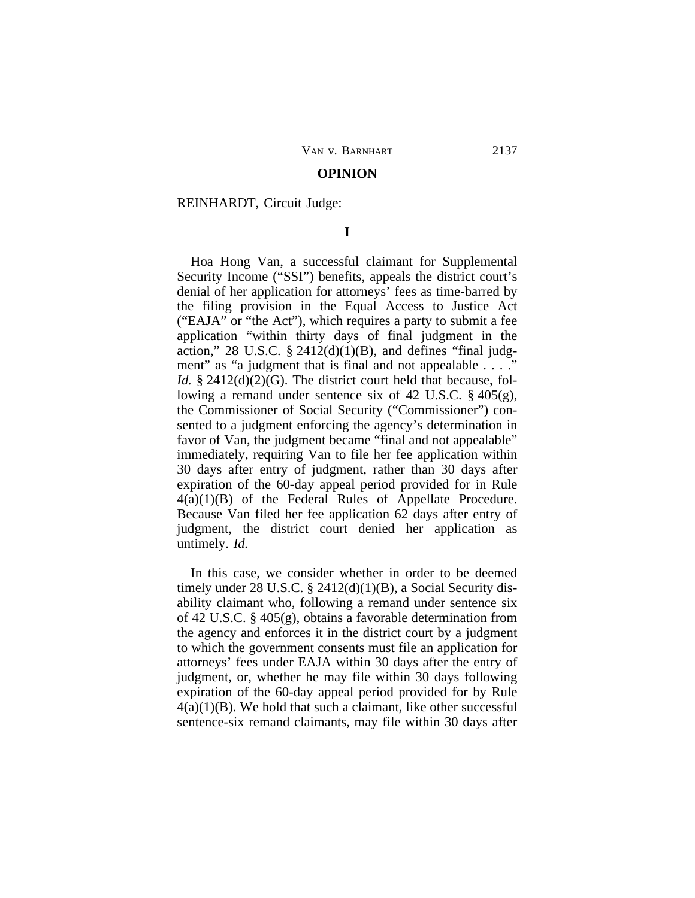## OPINION

REINHARDT, Circuit Judge:

### I

Hoa Hong Van, a successful claimant for Supplemental Security Income ("SSI") benefits, appeals the district court's denial of her application for attorneys' fees as time-barred by the filing provision in the Equal Access to Justice Act ("EAJA" or "the Act"), which requires a party to submit a fee application "within thirty days of final judgment in the action," 28 U.S.C. § 2412(d)(1)(B), and defines "final judgment" as "a judgment that is final and not appealable . . . ." *Id.* § 2412(d)(2)(G). The district court held that because, following a remand under sentence six of 42 U.S.C. § 405(g), the Commissioner of Social Security ("Commissioner") consented to a judgment enforcing the agency's determination in favor of Van, the judgment became "final and not appealable" immediately, requiring Van to file her fee application within 30 days after entry of judgment, rather than 30 days after expiration of the 60-day appeal period provided for in Rule 4(a)(1)(B) of the Federal Rules of Appellate Procedure. Because Van filed her fee application 62 days after entry of judgment, the district court denied her application as untimely. *Id.*

In this case, we consider whether in order to be deemed timely under 28 U.S.C. § 2412(d)(1)(B), a Social Security disability claimant who, following a remand under sentence six of 42 U.S.C. § 405(g), obtains a favorable determination from the agency and enforces it in the district court by a judgment to which the government consents must file an application for attorneys' fees under EAJA within 30 days after the entry of judgment, or, whether he may file within 30 days following expiration of the 60-day appeal period provided for by Rule 4(a)(1)(B). We hold that such a claimant, like other successful sentence-six remand claimants, may file within 30 days after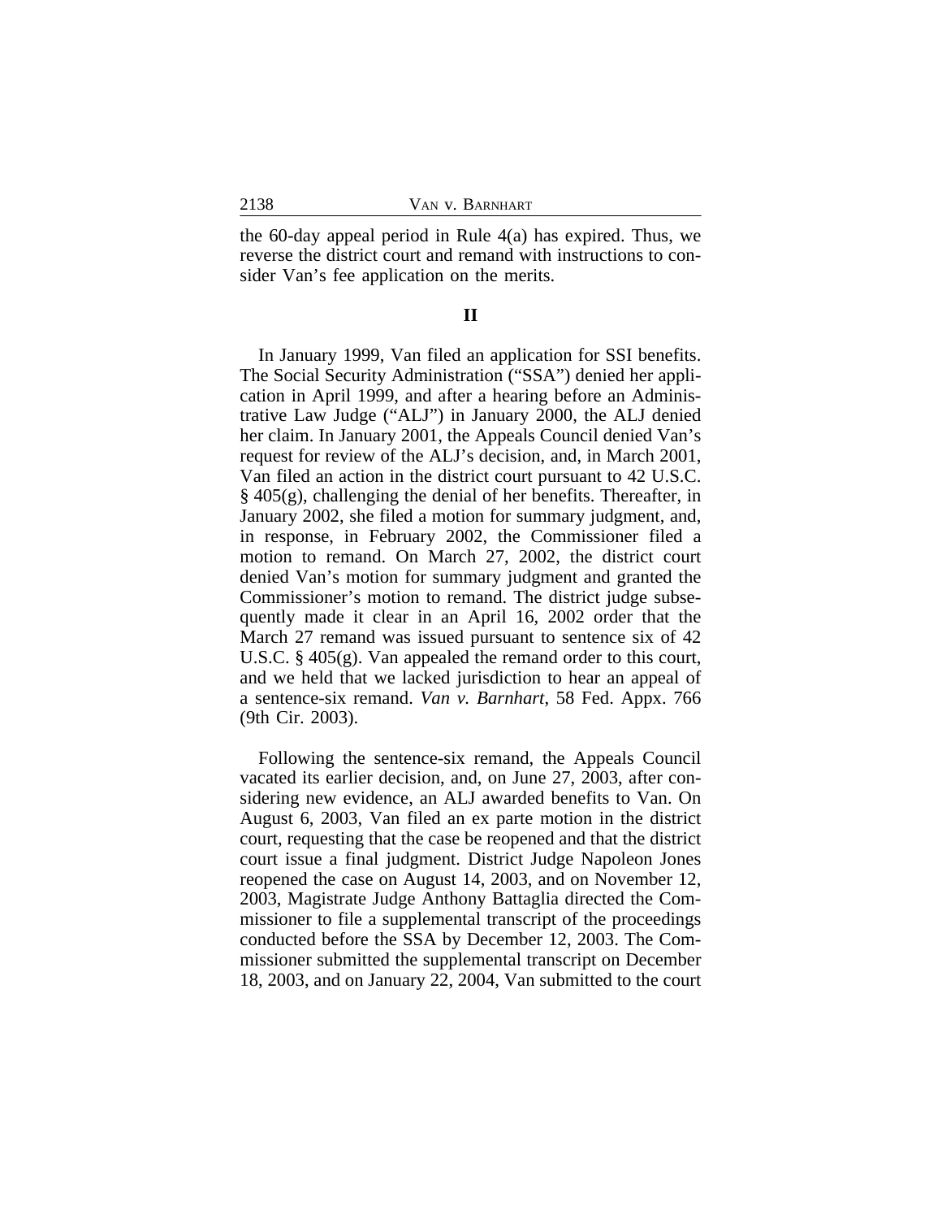the 60-day appeal period in Rule 4(a) has expired. Thus, we reverse the district court and remand with instructions to consider Van's fee application on the merits.

## II

In January 1999, Van filed an application for SSI benefits. The Social Security Administration ("SSA") denied her application in April 1999, and after a hearing before an Administrative Law Judge ("ALJ") in January 2000, the ALJ denied her claim. In January 2001, the Appeals Council denied Van's request for review of the ALJ's decision, and, in March 2001, Van filed an action in the district court pursuant to 42 U.S.C. § 405(g), challenging the denial of her benefits. Thereafter, in January 2002, she filed a motion for summary judgment, and, in response, in February 2002, the Commissioner filed a motion to remand. On March 27, 2002, the district court denied Van's motion for summary judgment and granted the Commissioner's motion to remand. The district judge subsequently made it clear in an April 16, 2002 order that the March 27 remand was issued pursuant to sentence six of 42 U.S.C. § 405(g). Van appealed the remand order to this court, and we held that we lacked jurisdiction to hear an appeal of a sentence-six remand. *Van v. Barnhart*, 58 Fed. Appx. 766 (9th Cir. 2003).

Following the sentence-six remand, the Appeals Council vacated its earlier decision, and, on June 27, 2003, after considering new evidence, an ALJ awarded benefits to Van. On August 6, 2003, Van filed an ex parte motion in the district court, requesting that the case be reopened and that the district court issue a final judgment. District Judge Napoleon Jones reopened the case on August 14, 2003, and on November 12, 2003, Magistrate Judge Anthony Battaglia directed the Commissioner to file a supplemental transcript of the proceedings conducted before the SSA by December 12, 2003. The Commissioner submitted the supplemental transcript on December 18, 2003, and on January 22, 2004, Van submitted to the court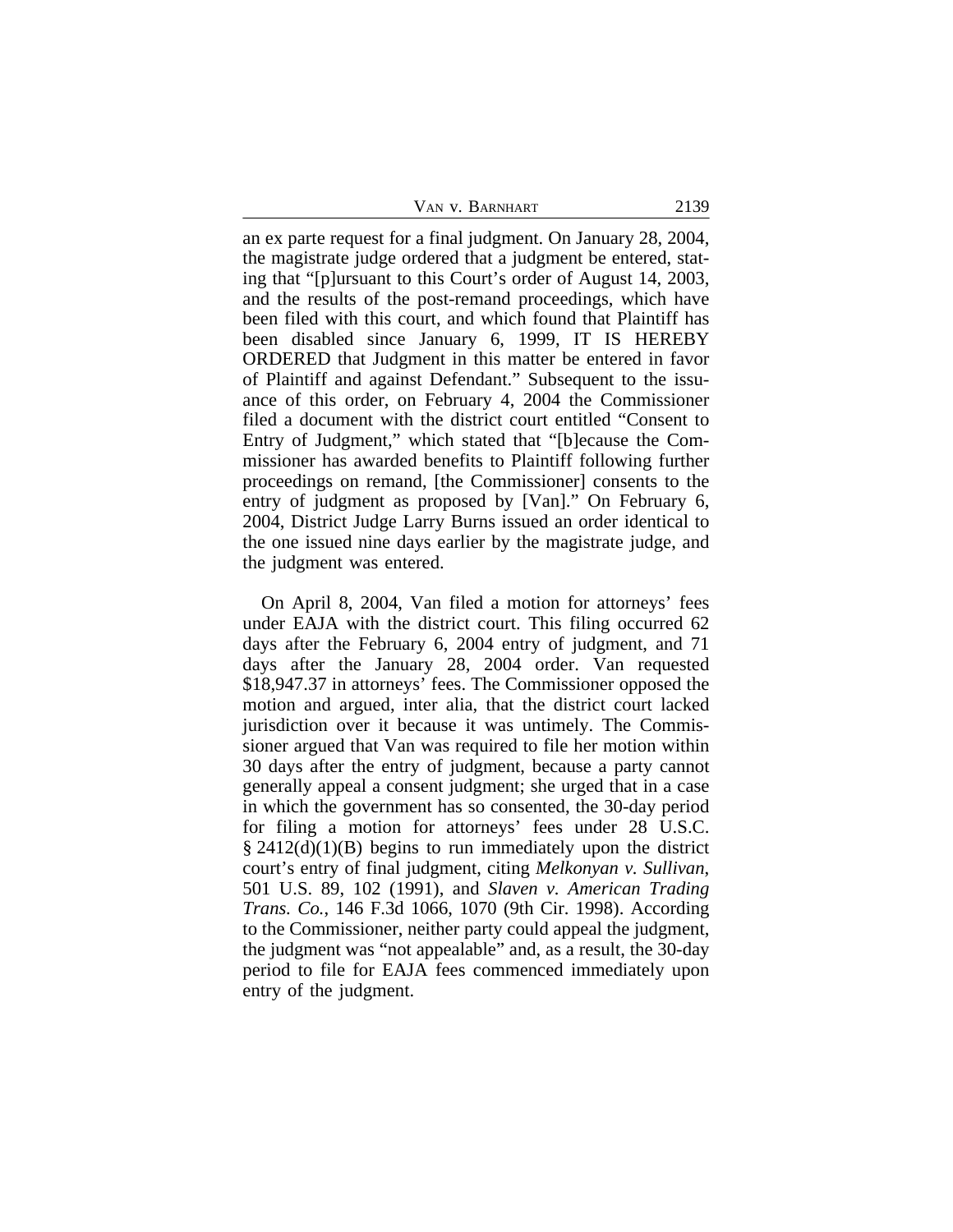an ex parte request for a final judgment. On January 28, 2004, the magistrate judge ordered that a judgment be entered, stating that "[p]ursuant to this Court's order of August 14, 2003, and the results of the post-remand proceedings, which have been filed with this court, and which found that Plaintiff has been disabled since January 6, 1999, IT IS HEREBY ORDERED that Judgment in this matter be entered in favor of Plaintiff and against Defendant." Subsequent to the issuance of this order, on February 4, 2004 the Commissioner filed a document with the district court entitled "Consent to Entry of Judgment," which stated that "[b]ecause the Commissioner has awarded benefits to Plaintiff following further proceedings on remand, [the Commissioner] consents to the entry of judgment as proposed by [Van]." On February 6, 2004, District Judge Larry Burns issued an order identical to the one issued nine days earlier by the magistrate judge, and the judgment was entered.

On April 8, 2004, Van filed a motion for attorneys' fees under EAJA with the district court. This filing occurred 62 days after the February 6, 2004 entry of judgment, and 71 days after the January 28, 2004 order. Van requested $18,947.37 in attorneys' fees. The Commissioner opposed the motion and argued, inter alia, that the district court lacked jurisdiction over it because it was untimely. The Commissioner argued that Van was required to file her motion within 30 days after the entry of judgment, because a party cannot generally appeal a consent judgment; she urged that in a case in which the government has so consented, the 30-day period for filing a motion for attorneys' fees under 28 U.S.C. § 2412(d)(1)(B) begins to run immediately upon the district court's entry of final judgment, citing *Melkonyan v. Sullivan*, 501 U.S. 89, 102 (1991), and *Slaven v. American Trading Trans. Co.*, 146 F.3d 1066, 1070 (9th Cir. 1998). According to the Commissioner, neither party could appeal the judgment, the judgment was "not appealable" and, as a result, the 30-day period to file for EAJA fees commenced immediately upon entry of the judgment.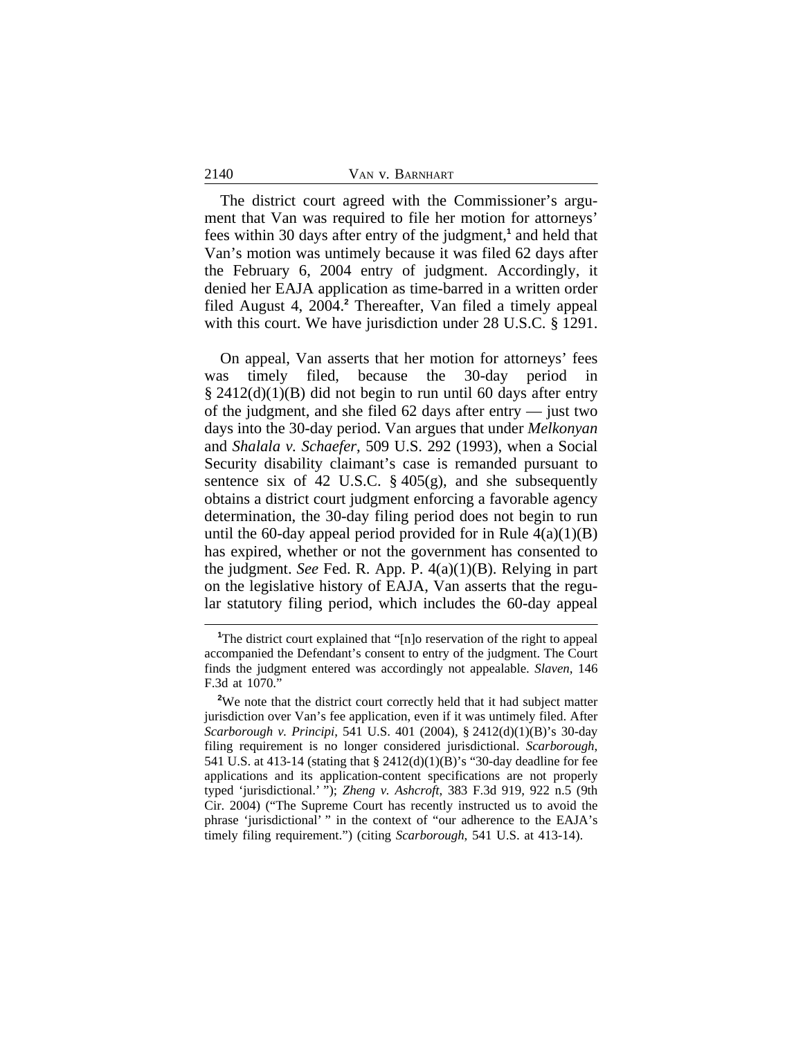The district court agreed with the Commissioner's argument that Van was required to file her motion for attorneys' fees within 30 days after entry of the judgment,[1] and held that Van's motion was untimely because it was filed 62 days after the February 6, 2004 entry of judgment. Accordingly, it denied her EAJA application as time-barred in a written order filed August 4, 2004.[2] Thereafter, Van filed a timely appeal with this court. We have jurisdiction under 28 U.S.C. § 1291.

On appeal, Van asserts that her motion for attorneys' fees was timely filed, because the 30-day period in § 2412(d)(1)(B) did not begin to run until 60 days after entry of the judgment, and she filed 62 days after entry — just two days into the 30-day period. Van argues that under *Melkonyan* and *Shalala v. Schaefer*, 509 U.S. 292 (1993), when a Social Security disability claimant's case is remanded pursuant to sentence six of 42 U.S.C. § 405(g), and she subsequently obtains a district court judgment enforcing a favorable agency determination, the 30-day filing period does not begin to run until the 60-day appeal period provided for in Rule 4(a)(1)(B) has expired, whether or not the government has consented to the judgment. *See* Fed. R. App. P. 4(a)(1)(B). Relying in part on the legislative history of EAJA, Van asserts that the regular statutory filing period, which includes the 60-day appeal

---

[1]The district court explained that "[n]o reservation of the right to appeal accompanied the Defendant's consent to entry of the judgment. The Court finds the judgment entered was accordingly not appealable. *Slaven*, 146 F.3d at 1070."

[2]We note that the district court correctly held that it had subject matter jurisdiction over Van's fee application, even if it was untimely filed. After *Scarborough v. Principi*, 541 U.S. 401 (2004), § 2412(d)(1)(B)'s 30-day filing requirement is no longer considered jurisdictional. *Scarborough*, 541 U.S. at 413-14 (stating that § 2412(d)(1)(B)'s "30-day deadline for fee applications and its application-content specifications are not properly typed 'jurisdictional.' "); *Zheng v. Ashcroft*, 383 F.3d 919, 922 n.5 (9th Cir. 2004) ("The Supreme Court has recently instructed us to avoid the phrase 'jurisdictional' " in the context of "our adherence to the EAJA's timely filing requirement.") (citing *Scarborough*, 541 U.S. at 413-14).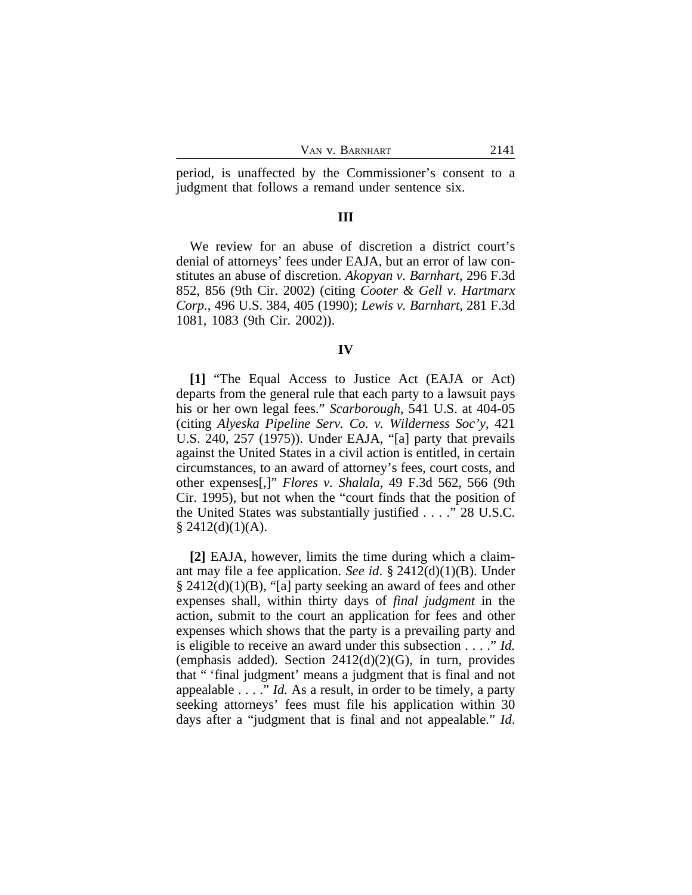period, is unaffected by the Commissioner's consent to a judgment that follows a remand under sentence six.

## III

We review for an abuse of discretion a district court's denial of attorneys' fees under EAJA, but an error of law constitutes an abuse of discretion. *Akopyan v. Barnhart*, 296 F.3d 852, 856 (9th Cir. 2002) (citing *Cooter & Gell v. Hartmarx Corp.*, 496 U.S. 384, 405 (1990); *Lewis v. Barnhart*, 281 F.3d 1081, 1083 (9th Cir. 2002)).

## IV

**[1]** "The Equal Access to Justice Act (EAJA or Act) departs from the general rule that each party to a lawsuit pays his or her own legal fees." *Scarborough*, 541 U.S. at 404-05 (citing *Alyeska Pipeline Serv. Co. v. Wilderness Soc'y*, 421 U.S. 240, 257 (1975)). Under EAJA, "[a] party that prevails against the United States in a civil action is entitled, in certain circumstances, to an award of attorney's fees, court costs, and other expenses[,]" *Flores v. Shalala*, 49 F.3d 562, 566 (9th Cir. 1995), but not when the "court finds that the position of the United States was substantially justified . . . ." 28 U.S.C. § 2412(d)(1)(A).

**[2]** EAJA, however, limits the time during which a claimant may file a fee application. *See id*. § 2412(d)(1)(B). Under § 2412(d)(1)(B), "[a] party seeking an award of fees and other expenses shall, within thirty days of *final judgment* in the action, submit to the court an application for fees and other expenses which shows that the party is a prevailing party and is eligible to receive an award under this subsection . . . ." *Id.* (emphasis added). Section 2412(d)(2)(G), in turn, provides that " 'final judgment' means a judgment that is final and not appealable . . . ." *Id.* As a result, in order to be timely, a party seeking attorneys' fees must file his application within 30 days after a "judgment that is final and not appealable." *Id*.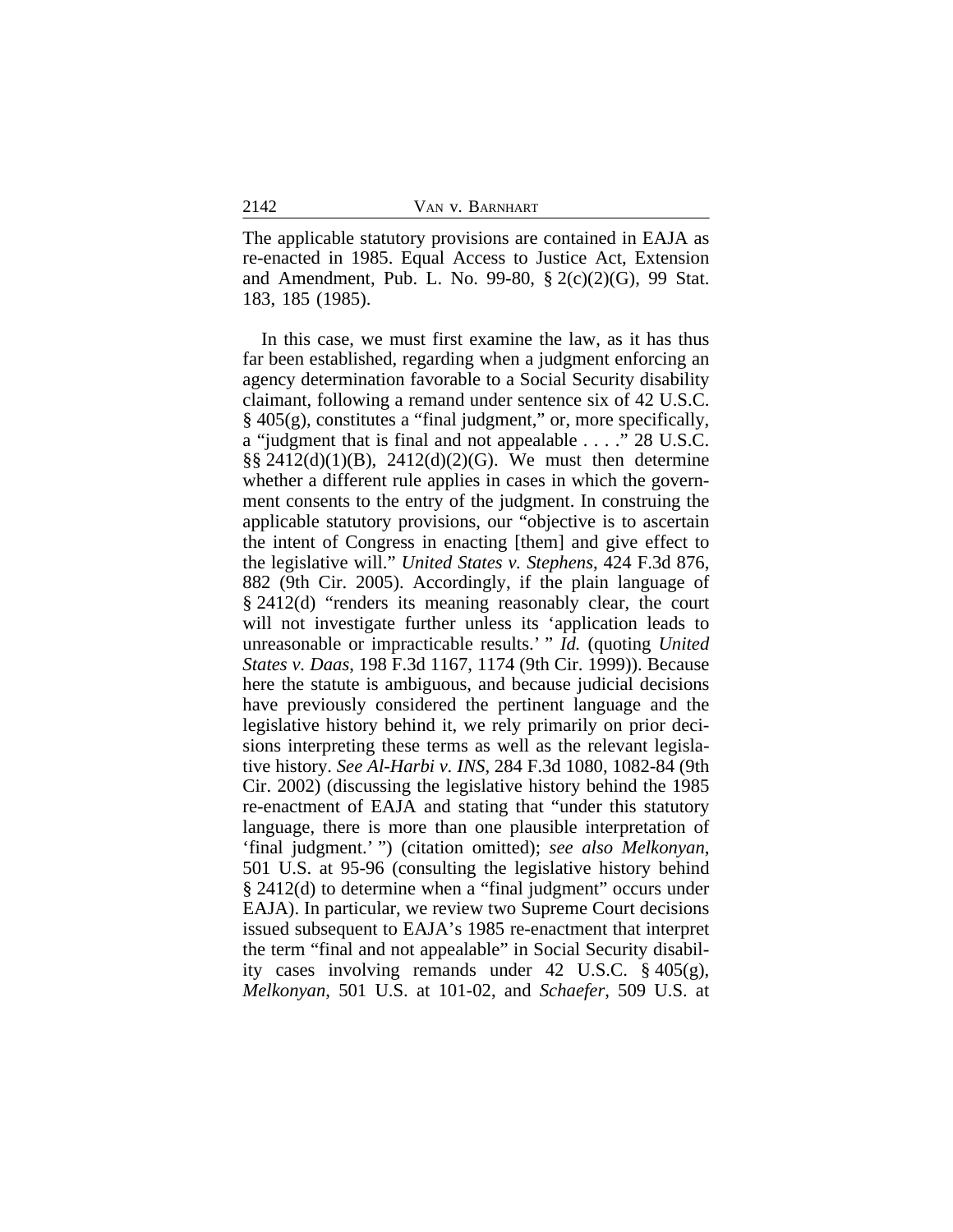The applicable statutory provisions are contained in EAJA as re-enacted in 1985. Equal Access to Justice Act, Extension and Amendment, Pub. L. No. 99-80, § 2(c)(2)(G), 99 Stat. 183, 185 (1985).

In this case, we must first examine the law, as it has thus far been established, regarding when a judgment enforcing an agency determination favorable to a Social Security disability claimant, following a remand under sentence six of 42 U.S.C. § 405(g), constitutes a "final judgment," or, more specifically, a "judgment that is final and not appealable . . . ." 28 U.S.C. §§ 2412(d)(1)(B), 2412(d)(2)(G). We must then determine whether a different rule applies in cases in which the government consents to the entry of the judgment. In construing the applicable statutory provisions, our "objective is to ascertain the intent of Congress in enacting [them] and give effect to the legislative will." *United States v. Stephens*, 424 F.3d 876, 882 (9th Cir. 2005). Accordingly, if the plain language of § 2412(d) "renders its meaning reasonably clear, the court will not investigate further unless its 'application leads to unreasonable or impracticable results.' " *Id.* (quoting *United States v. Daas*, 198 F.3d 1167, 1174 (9th Cir. 1999)). Because here the statute is ambiguous, and because judicial decisions have previously considered the pertinent language and the legislative history behind it, we rely primarily on prior decisions interpreting these terms as well as the relevant legislative history. *See Al-Harbi v. INS*, 284 F.3d 1080, 1082-84 (9th Cir. 2002) (discussing the legislative history behind the 1985 re-enactment of EAJA and stating that "under this statutory language, there is more than one plausible interpretation of 'final judgment.' ") (citation omitted); *see also Melkonyan*, 501 U.S. at 95-96 (consulting the legislative history behind § 2412(d) to determine when a "final judgment" occurs under EAJA). In particular, we review two Supreme Court decisions issued subsequent to EAJA's 1985 re-enactment that interpret the term "final and not appealable" in Social Security disability cases involving remands under 42 U.S.C. § 405(g), *Melkonyan*, 501 U.S. at 101-02, and *Schaefer*, 509 U.S. at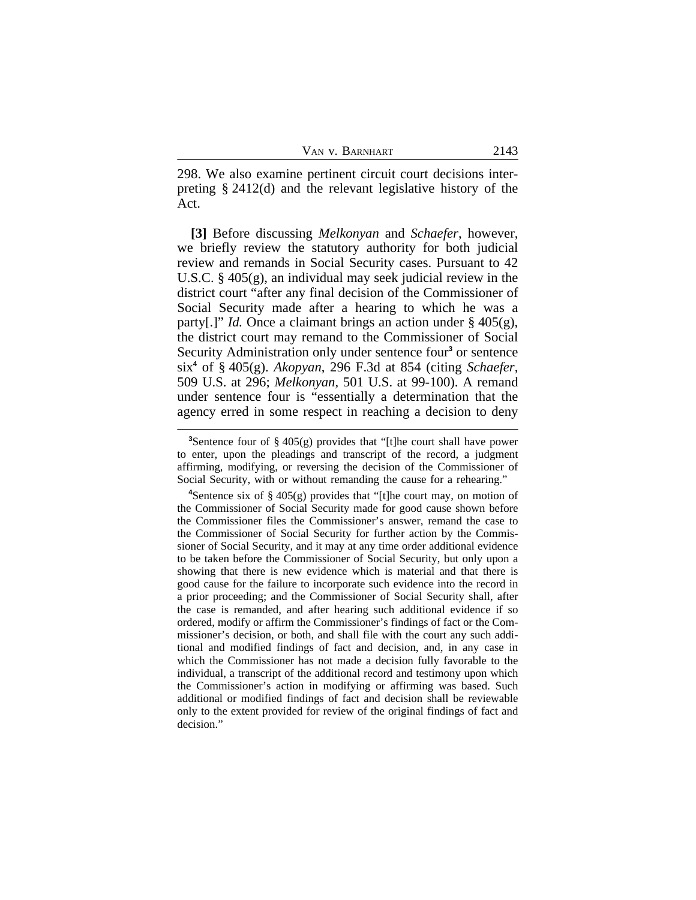298. We also examine pertinent circuit court decisions interpreting § 2412(d) and the relevant legislative history of the Act.

**[3]** Before discussing *Melkonyan* and *Schaefer*, however, we briefly review the statutory authority for both judicial review and remands in Social Security cases. Pursuant to 42 U.S.C. § 405(g), an individual may seek judicial review in the district court "after any final decision of the Commissioner of Social Security made after a hearing to which he was a party[.]" *Id.* Once a claimant brings an action under § 405(g), the district court may remand to the Commissioner of Social Security Administration only under sentence four[3] or sentence six[4] of § 405(g). *Akopyan*, 296 F.3d at 854 (citing *Schaefer*, 509 U.S. at 296; *Melkonyan*, 501 U.S. at 99-100). A remand under sentence four is "essentially a determination that the agency erred in some respect in reaching a decision to deny

---

[3]Sentence four of § 405(g) provides that "[t]he court shall have power to enter, upon the pleadings and transcript of the record, a judgment affirming, modifying, or reversing the decision of the Commissioner of Social Security, with or without remanding the cause for a rehearing."

[4]Sentence six of § 405(g) provides that "[t]he court may, on motion of the Commissioner of Social Security made for good cause shown before the Commissioner files the Commissioner's answer, remand the case to the Commissioner of Social Security for further action by the Commissioner of Social Security, and it may at any time order additional evidence to be taken before the Commissioner of Social Security, but only upon a showing that there is new evidence which is material and that there is good cause for the failure to incorporate such evidence into the record in a prior proceeding; and the Commissioner of Social Security shall, after the case is remanded, and after hearing such additional evidence if so ordered, modify or affirm the Commissioner's findings of fact or the Commissioner's decision, or both, and shall file with the court any such additional and modified findings of fact and decision, and, in any case in which the Commissioner has not made a decision fully favorable to the individual, a transcript of the additional record and testimony upon which the Commissioner's action in modifying or affirming was based. Such additional or modified findings of fact and decision shall be reviewable only to the extent provided for review of the original findings of fact and decision."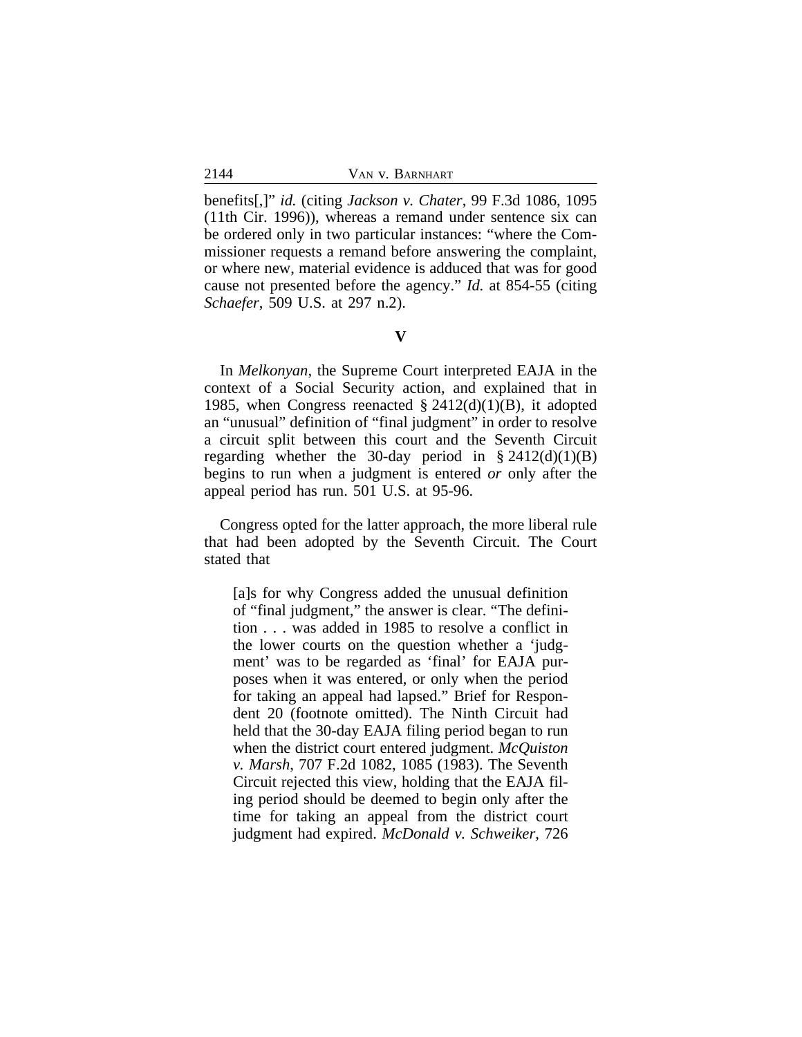benefits[,]" *id.* (citing *Jackson v. Chater*, 99 F.3d 1086, 1095 (11th Cir. 1996)), whereas a remand under sentence six can be ordered only in two particular instances: "where the Commissioner requests a remand before answering the complaint, or where new, material evidence is adduced that was for good cause not presented before the agency." *Id.* at 854-55 (citing *Schaefer*, 509 U.S. at 297 n.2).

## V

In *Melkonyan*, the Supreme Court interpreted EAJA in the context of a Social Security action, and explained that in 1985, when Congress reenacted § 2412(d)(1)(B), it adopted an "unusual" definition of "final judgment" in order to resolve a circuit split between this court and the Seventh Circuit regarding whether the 30-day period in § 2412(d)(1)(B) begins to run when a judgment is entered *or* only after the appeal period has run. 501 U.S. at 95-96.

Congress opted for the latter approach, the more liberal rule that had been adopted by the Seventh Circuit. The Court stated that

> [a]s for why Congress added the unusual definition of "final judgment," the answer is clear. "The definition . . . was added in 1985 to resolve a conflict in the lower courts on the question whether a 'judgment' was to be regarded as 'final' for EAJA purposes when it was entered, or only when the period for taking an appeal had lapsed." Brief for Respondent 20 (footnote omitted). The Ninth Circuit had held that the 30-day EAJA filing period began to run when the district court entered judgment. *McQuiston v. Marsh*, 707 F.2d 1082, 1085 (1983). The Seventh Circuit rejected this view, holding that the EAJA filing period should be deemed to begin only after the time for taking an appeal from the district court judgment had expired. *McDonald v. Schweiker*, 726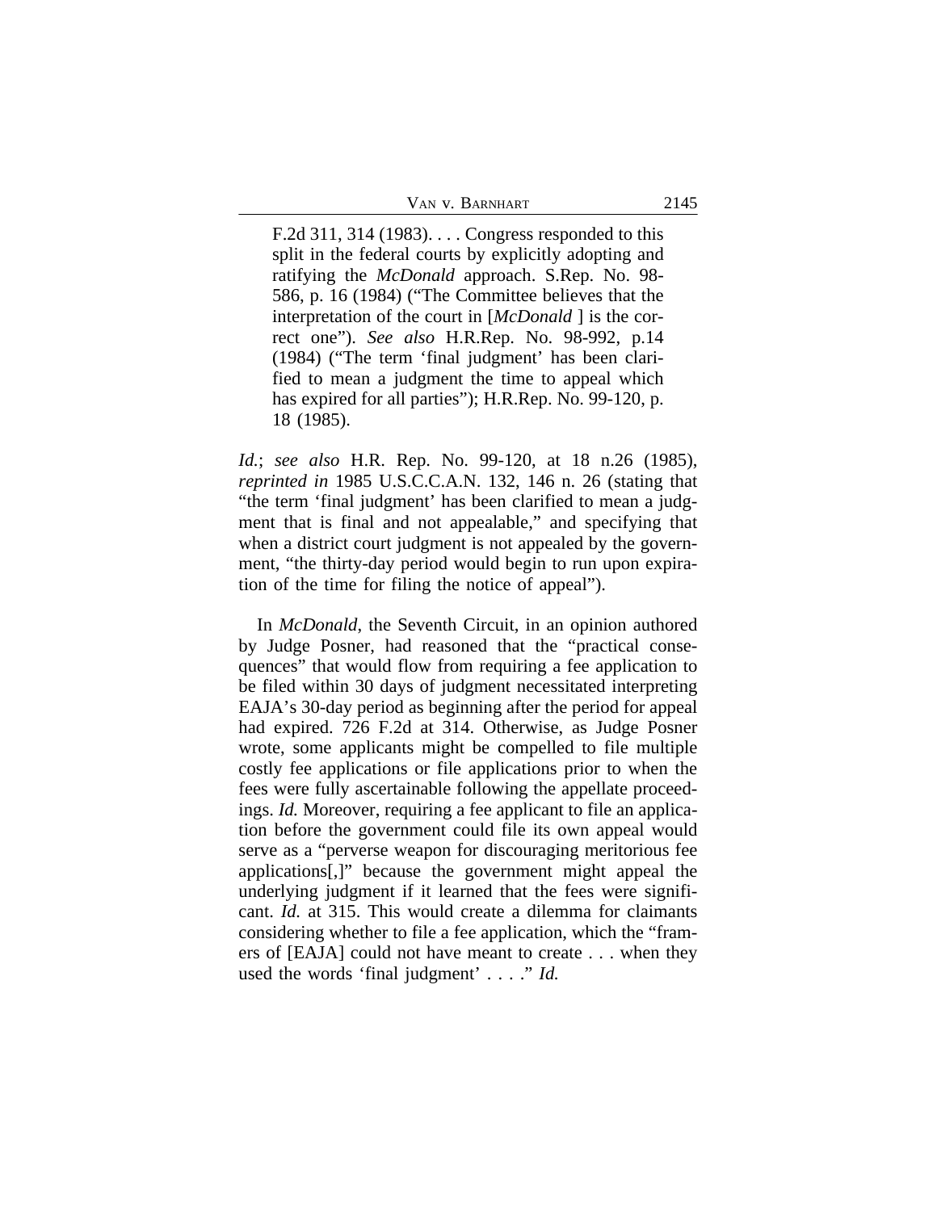> F.2d 311, 314 (1983). . . . Congress responded to this split in the federal courts by explicitly adopting and ratifying the *McDonald* approach. S.Rep. No. 98-586, p. 16 (1984) ("The Committee believes that the interpretation of the court in [*McDonald* ] is the correct one"). *See also* H.R.Rep. No. 98-992, p.14 (1984) ("The term 'final judgment' has been clarified to mean a judgment the time to appeal which has expired for all parties"); H.R.Rep. No. 99-120, p. 18 (1985).

*Id.*; *see also* H.R. Rep. No. 99-120, at 18 n.26 (1985), *reprinted in* 1985 U.S.C.C.A.N. 132, 146 n. 26 (stating that "the term 'final judgment' has been clarified to mean a judgment that is final and not appealable," and specifying that when a district court judgment is not appealed by the government, "the thirty-day period would begin to run upon expiration of the time for filing the notice of appeal").

In *McDonald*, the Seventh Circuit, in an opinion authored by Judge Posner, had reasoned that the "practical consequences" that would flow from requiring a fee application to be filed within 30 days of judgment necessitated interpreting EAJA's 30-day period as beginning after the period for appeal had expired. 726 F.2d at 314. Otherwise, as Judge Posner wrote, some applicants might be compelled to file multiple costly fee applications or file applications prior to when the fees were fully ascertainable following the appellate proceedings. *Id.* Moreover, requiring a fee applicant to file an application before the government could file its own appeal would serve as a "perverse weapon for discouraging meritorious fee applications[,]" because the government might appeal the underlying judgment if it learned that the fees were significant. *Id.* at 315. This would create a dilemma for claimants considering whether to file a fee application, which the "framers of [EAJA] could not have meant to create . . . when they used the words 'final judgment' . . . ." *Id.*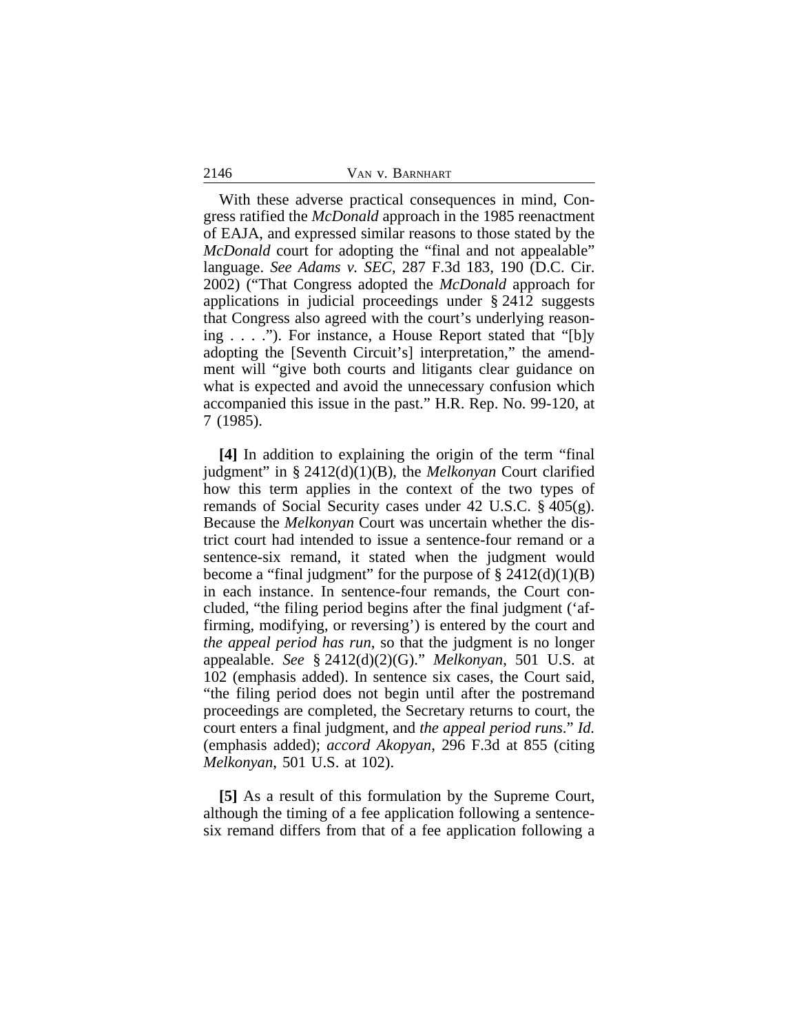With these adverse practical consequences in mind, Congress ratified the *McDonald* approach in the 1985 reenactment of EAJA, and expressed similar reasons to those stated by the *McDonald* court for adopting the "final and not appealable" language. *See Adams v. SEC*, 287 F.3d 183, 190 (D.C. Cir. 2002) ("That Congress adopted the *McDonald* approach for applications in judicial proceedings under § 2412 suggests that Congress also agreed with the court's underlying reasoning . . . ."). For instance, a House Report stated that "[b]y adopting the [Seventh Circuit's] interpretation," the amendment will "give both courts and litigants clear guidance on what is expected and avoid the unnecessary confusion which accompanied this issue in the past." H.R. Rep. No. 99-120, at 7 (1985).

**[4]** In addition to explaining the origin of the term "final judgment" in § 2412(d)(1)(B), the *Melkonyan* Court clarified how this term applies in the context of the two types of remands of Social Security cases under 42 U.S.C. § 405(g). Because the *Melkonyan* Court was uncertain whether the district court had intended to issue a sentence-four remand or a sentence-six remand, it stated when the judgment would become a "final judgment" for the purpose of § 2412(d)(1)(B) in each instance. In sentence-four remands, the Court concluded, "the filing period begins after the final judgment ('affirming, modifying, or reversing') is entered by the court and *the appeal period has run*, so that the judgment is no longer appealable. *See* § 2412(d)(2)(G)." *Melkonyan*, 501 U.S. at 102 (emphasis added). In sentence six cases, the Court said, "the filing period does not begin until after the postremand proceedings are completed, the Secretary returns to court, the court enters a final judgment, and *the appeal period runs*." *Id.* (emphasis added); *accord Akopyan*, 296 F.3d at 855 (citing *Melkonyan*, 501 U.S. at 102).

**[5]** As a result of this formulation by the Supreme Court, although the timing of a fee application following a sentence-six remand differs from that of a fee application following a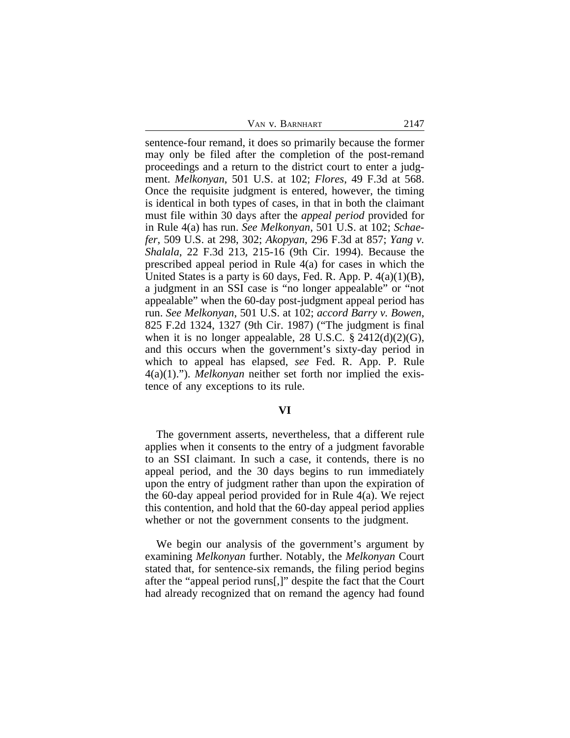sentence-four remand, it does so primarily because the former may only be filed after the completion of the post-remand proceedings and a return to the district court to enter a judgment. *Melkonyan*, 501 U.S. at 102; *Flores*, 49 F.3d at 568. Once the requisite judgment is entered, however, the timing is identical in both types of cases, in that in both the claimant must file within 30 days after the *appeal period* provided for in Rule 4(a) has run. *See Melkonyan*, 501 U.S. at 102; *Schaefer*, 509 U.S. at 298, 302; *Akopyan*, 296 F.3d at 857; *Yang v. Shalala*, 22 F.3d 213, 215-16 (9th Cir. 1994). Because the prescribed appeal period in Rule 4(a) for cases in which the United States is a party is 60 days, Fed. R. App. P. 4(a)(1)(B), a judgment in an SSI case is "no longer appealable" or "not appealable" when the 60-day post-judgment appeal period has run. *See Melkonyan*, 501 U.S. at 102; *accord Barry v. Bowen*, 825 F.2d 1324, 1327 (9th Cir. 1987) ("The judgment is final when it is no longer appealable, 28 U.S.C. § 2412(d)(2)(G), and this occurs when the government's sixty-day period in which to appeal has elapsed, *see* Fed. R. App. P. Rule 4(a)(1)."). *Melkonyan* neither set forth nor implied the existence of any exceptions to its rule.

## VI

The government asserts, nevertheless, that a different rule applies when it consents to the entry of a judgment favorable to an SSI claimant. In such a case, it contends, there is no appeal period, and the 30 days begins to run immediately upon the entry of judgment rather than upon the expiration of the 60-day appeal period provided for in Rule 4(a). We reject this contention, and hold that the 60-day appeal period applies whether or not the government consents to the judgment.

We begin our analysis of the government's argument by examining *Melkonyan* further. Notably, the *Melkonyan* Court stated that, for sentence-six remands, the filing period begins after the "appeal period runs[,]" despite the fact that the Court had already recognized that on remand the agency had found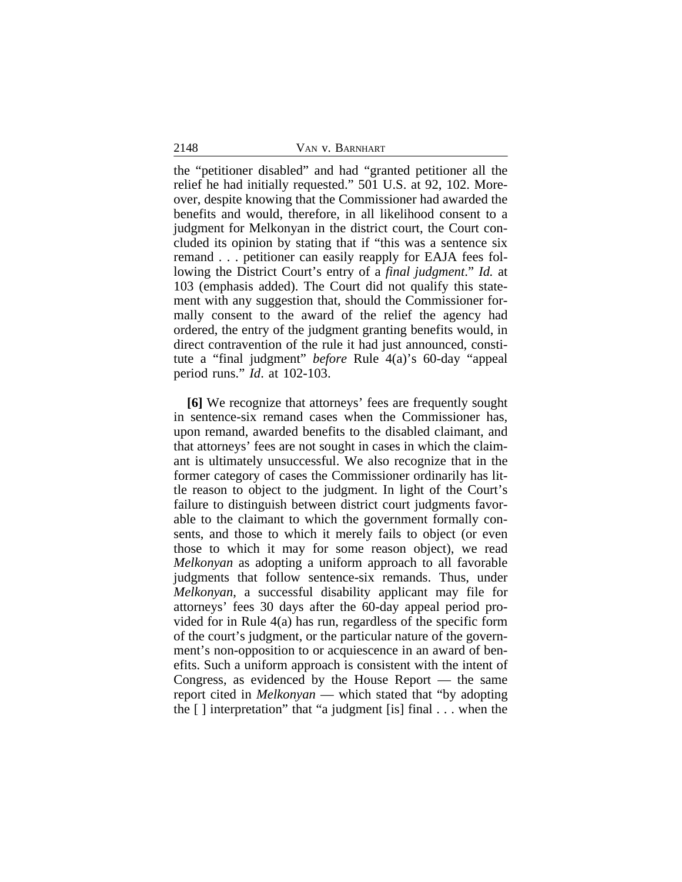the "petitioner disabled" and had "granted petitioner all the relief he had initially requested." 501 U.S. at 92, 102. Moreover, despite knowing that the Commissioner had awarded the benefits and would, therefore, in all likelihood consent to a judgment for Melkonyan in the district court, the Court concluded its opinion by stating that if "this was a sentence six remand . . . petitioner can easily reapply for EAJA fees following the District Court's entry of a *final judgment*." *Id.* at 103 (emphasis added). The Court did not qualify this statement with any suggestion that, should the Commissioner formally consent to the award of the relief the agency had ordered, the entry of the judgment granting benefits would, in direct contravention of the rule it had just announced, constitute a "final judgment" *before* Rule 4(a)'s 60-day "appeal period runs." *Id*. at 102-103.

**[6]** We recognize that attorneys' fees are frequently sought in sentence-six remand cases when the Commissioner has, upon remand, awarded benefits to the disabled claimant, and that attorneys' fees are not sought in cases in which the claimant is ultimately unsuccessful. We also recognize that in the former category of cases the Commissioner ordinarily has little reason to object to the judgment. In light of the Court's failure to distinguish between district court judgments favorable to the claimant to which the government formally consents, and those to which it merely fails to object (or even those to which it may for some reason object), we read *Melkonyan* as adopting a uniform approach to all favorable judgments that follow sentence-six remands. Thus, under *Melkonyan*, a successful disability applicant may file for attorneys' fees 30 days after the 60-day appeal period provided for in Rule 4(a) has run, regardless of the specific form of the court's judgment, or the particular nature of the government's non-opposition to or acquiescence in an award of benefits. Such a uniform approach is consistent with the intent of Congress, as evidenced by the House Report — the same report cited in *Melkonyan* — which stated that "by adopting the [ ] interpretation" that "a judgment [is] final . . . when the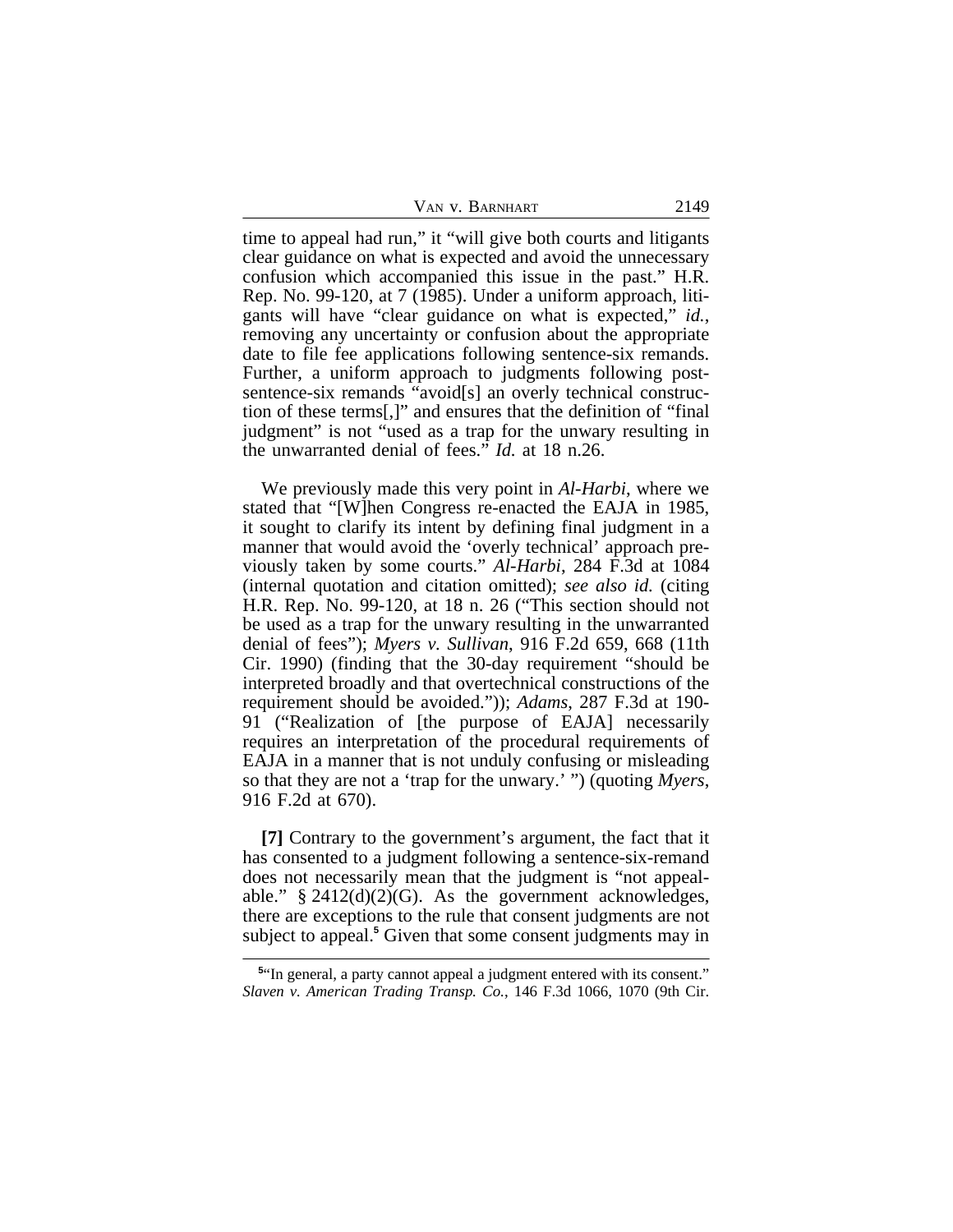time to appeal had run," it "will give both courts and litigants clear guidance on what is expected and avoid the unnecessary confusion which accompanied this issue in the past." H.R. Rep. No. 99-120, at 7 (1985). Under a uniform approach, litigants will have "clear guidance on what is expected," *id.*, removing any uncertainty or confusion about the appropriate date to file fee applications following sentence-six remands. Further, a uniform approach to judgments following post-sentence-six remands "avoid[s] an overly technical construction of these terms[,]" and ensures that the definition of "final judgment" is not "used as a trap for the unwary resulting in the unwarranted denial of fees." *Id.* at 18 n.26.

We previously made this very point in *Al-Harbi*, where we stated that "[W]hen Congress re-enacted the EAJA in 1985, it sought to clarify its intent by defining final judgment in a manner that would avoid the 'overly technical' approach previously taken by some courts." *Al-Harbi*, 284 F.3d at 1084 (internal quotation and citation omitted); *see also id.* (citing H.R. Rep. No. 99-120, at 18 n. 26 ("This section should not be used as a trap for the unwary resulting in the unwarranted denial of fees"); *Myers v. Sullivan*, 916 F.2d 659, 668 (11th Cir. 1990) (finding that the 30-day requirement "should be interpreted broadly and that overtechnical constructions of the requirement should be avoided.")); *Adams*, 287 F.3d at 190-91 ("Realization of [the purpose of EAJA] necessarily requires an interpretation of the procedural requirements of EAJA in a manner that is not unduly confusing or misleading so that they are not a 'trap for the unwary.' ") (quoting *Myers*, 916 F.2d at 670).

**[7]** Contrary to the government's argument, the fact that it has consented to a judgment following a sentence-six-remand does not necessarily mean that the judgment is "not appealable." § 2412(d)(2)(G). As the government acknowledges, there are exceptions to the rule that consent judgments are not subject to appeal.[5] Given that some consent judgments may in

[5]"In general, a party cannot appeal a judgment entered with its consent." *Slaven v. American Trading Transp. Co.*, 146 F.3d 1066, 1070 (9th Cir.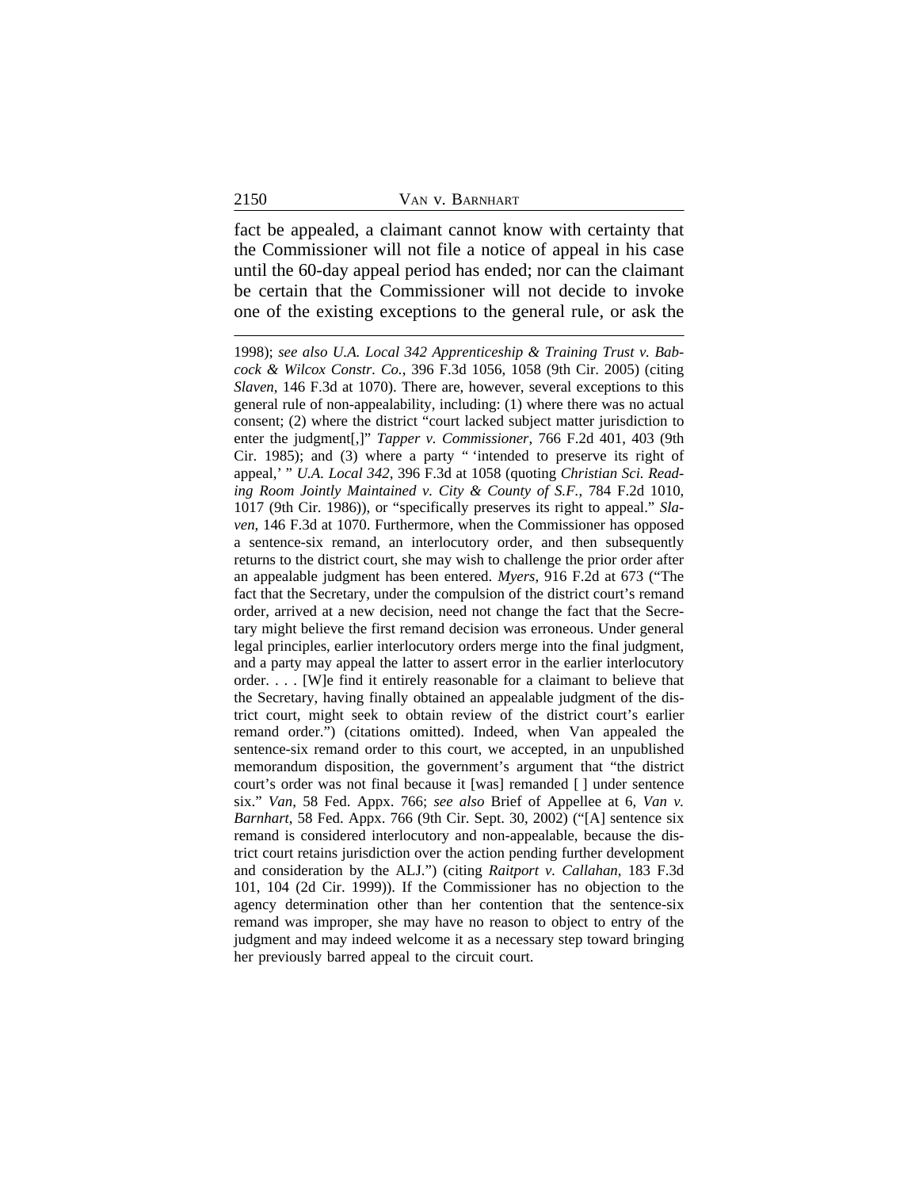fact be appealed, a claimant cannot know with certainty that the Commissioner will not file a notice of appeal in his case until the 60-day appeal period has ended; nor can the claimant be certain that the Commissioner will not decide to invoke one of the existing exceptions to the general rule, or ask the

---

1998); *see also U.A. Local 342 Apprenticeship & Training Trust v. Babcock & Wilcox Constr. Co.*, 396 F.3d 1056, 1058 (9th Cir. 2005) (citing *Slaven*, 146 F.3d at 1070). There are, however, several exceptions to this general rule of non-appealability, including: (1) where there was no actual consent; (2) where the district "court lacked subject matter jurisdiction to enter the judgment[,]" *Tapper v. Commissioner*, 766 F.2d 401, 403 (9th Cir. 1985); and (3) where a party " 'intended to preserve its right of appeal,' " *U.A. Local 342*, 396 F.3d at 1058 (quoting *Christian Sci. Reading Room Jointly Maintained v. City & County of S.F.*, 784 F.2d 1010, 1017 (9th Cir. 1986)), or "specifically preserves its right to appeal." *Slaven*, 146 F.3d at 1070. Furthermore, when the Commissioner has opposed a sentence-six remand, an interlocutory order, and then subsequently returns to the district court, she may wish to challenge the prior order after an appealable judgment has been entered. *Myers*, 916 F.2d at 673 ("The fact that the Secretary, under the compulsion of the district court's remand order, arrived at a new decision, need not change the fact that the Secretary might believe the first remand decision was erroneous. Under general legal principles, earlier interlocutory orders merge into the final judgment, and a party may appeal the latter to assert error in the earlier interlocutory order. . . . [W]e find it entirely reasonable for a claimant to believe that the Secretary, having finally obtained an appealable judgment of the district court, might seek to obtain review of the district court's earlier remand order.") (citations omitted). Indeed, when Van appealed the sentence-six remand order to this court, we accepted, in an unpublished memorandum disposition, the government's argument that "the district court's order was not final because it [was] remanded [ ] under sentence six." *Van*, 58 Fed. Appx. 766; *see also* Brief of Appellee at 6, *Van v. Barnhart*, 58 Fed. Appx. 766 (9th Cir. Sept. 30, 2002) ("[A] sentence six remand is considered interlocutory and non-appealable, because the district court retains jurisdiction over the action pending further development and consideration by the ALJ.") (citing *Raitport v. Callahan*, 183 F.3d 101, 104 (2d Cir. 1999)). If the Commissioner has no objection to the agency determination other than her contention that the sentence-six remand was improper, she may have no reason to object to entry of the judgment and may indeed welcome it as a necessary step toward bringing her previously barred appeal to the circuit court.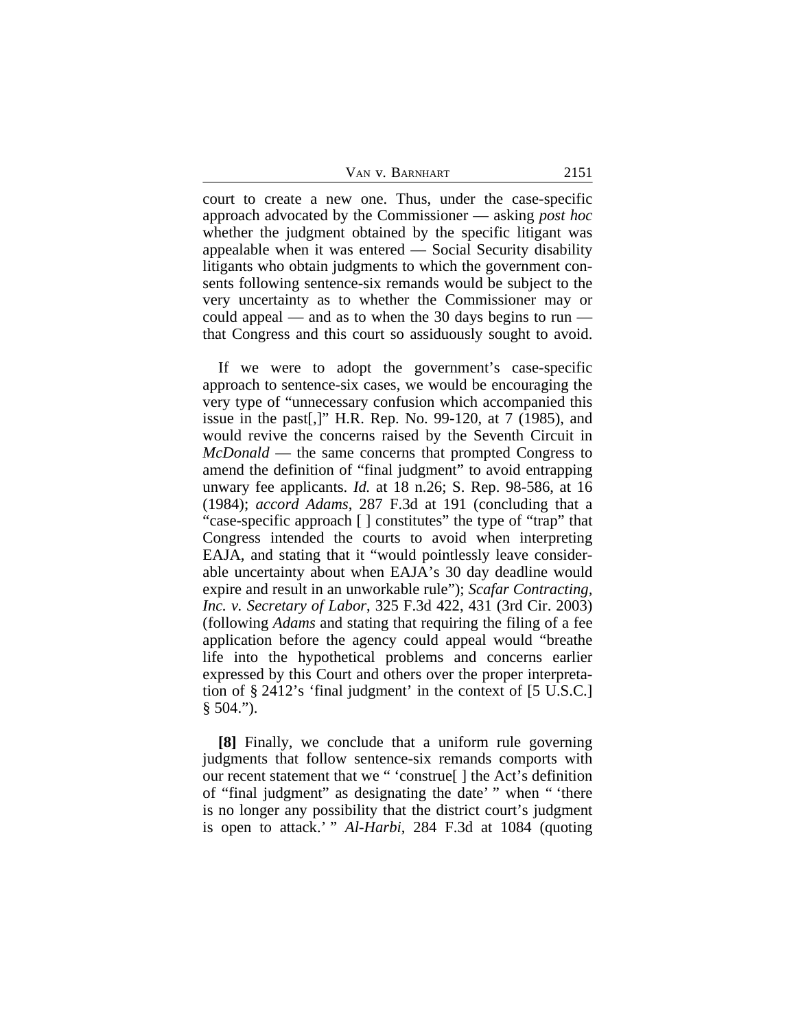court to create a new one. Thus, under the case-specific approach advocated by the Commissioner — asking *post hoc* whether the judgment obtained by the specific litigant was appealable when it was entered — Social Security disability litigants who obtain judgments to which the government consents following sentence-six remands would be subject to the very uncertainty as to whether the Commissioner may or could appeal — and as to when the 30 days begins to run — that Congress and this court so assiduously sought to avoid.

If we were to adopt the government's case-specific approach to sentence-six cases, we would be encouraging the very type of "unnecessary confusion which accompanied this issue in the past[,]" H.R. Rep. No. 99-120, at 7 (1985), and would revive the concerns raised by the Seventh Circuit in *McDonald* — the same concerns that prompted Congress to amend the definition of "final judgment" to avoid entrapping unwary fee applicants. *Id.* at 18 n.26; S. Rep. 98-586, at 16 (1984); *accord Adams*, 287 F.3d at 191 (concluding that a "case-specific approach [ ] constitutes" the type of "trap" that Congress intended the courts to avoid when interpreting EAJA, and stating that it "would pointlessly leave considerable uncertainty about when EAJA's 30 day deadline would expire and result in an unworkable rule"); *Scafar Contracting, Inc. v. Secretary of Labor*, 325 F.3d 422, 431 (3rd Cir. 2003) (following *Adams* and stating that requiring the filing of a fee application before the agency could appeal would "breathe life into the hypothetical problems and concerns earlier expressed by this Court and others over the proper interpretation of § 2412's 'final judgment' in the context of [5 U.S.C.] § 504.").

**[8]** Finally, we conclude that a uniform rule governing judgments that follow sentence-six remands comports with our recent statement that we " 'construe[ ] the Act's definition of "final judgment" as designating the date' " when " 'there is no longer any possibility that the district court's judgment is open to attack.' " *Al-Harbi*, 284 F.3d at 1084 (quoting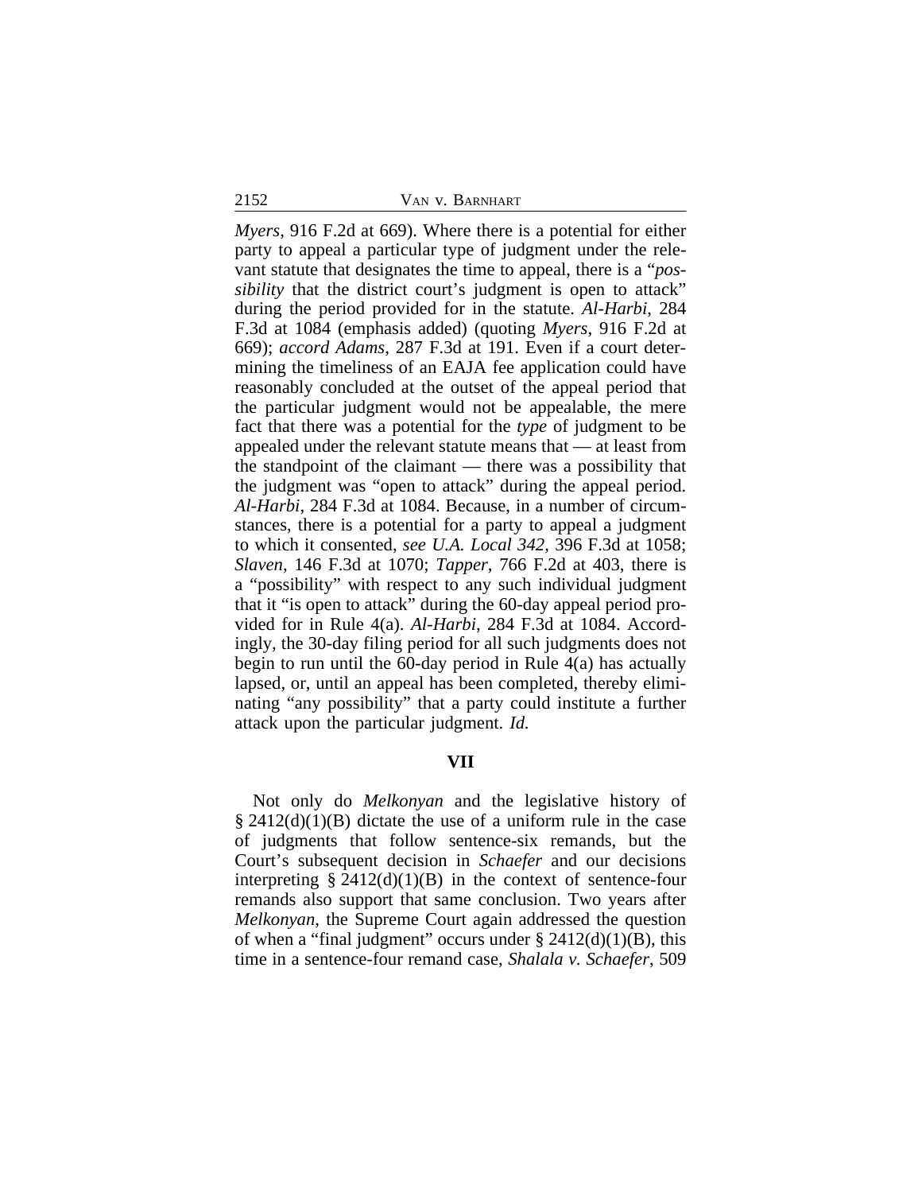*Myers*, 916 F.2d at 669). Where there is a potential for either party to appeal a particular type of judgment under the relevant statute that designates the time to appeal, there is a "*possibility* that the district court's judgment is open to attack" during the period provided for in the statute. *Al-Harbi*, 284 F.3d at 1084 (emphasis added) (quoting *Myers*, 916 F.2d at 669); *accord Adams*, 287 F.3d at 191. Even if a court determining the timeliness of an EAJA fee application could have reasonably concluded at the outset of the appeal period that the particular judgment would not be appealable, the mere fact that there was a potential for the *type* of judgment to be appealed under the relevant statute means that — at least from the standpoint of the claimant — there was a possibility that the judgment was "open to attack" during the appeal period. *Al-Harbi*, 284 F.3d at 1084. Because, in a number of circumstances, there is a potential for a party to appeal a judgment to which it consented, *see U.A. Local 342*, 396 F.3d at 1058; *Slaven*, 146 F.3d at 1070; *Tapper*, 766 F.2d at 403, there is a "possibility" with respect to any such individual judgment that it "is open to attack" during the 60-day appeal period provided for in Rule 4(a). *Al-Harbi*, 284 F.3d at 1084. Accordingly, the 30-day filing period for all such judgments does not begin to run until the 60-day period in Rule 4(a) has actually lapsed, or, until an appeal has been completed, thereby eliminating "any possibility" that a party could institute a further attack upon the particular judgment. *Id.*

## VII

Not only do *Melkonyan* and the legislative history of § 2412(d)(1)(B) dictate the use of a uniform rule in the case of judgments that follow sentence-six remands, but the Court's subsequent decision in *Schaefer* and our decisions interpreting § 2412(d)(1)(B) in the context of sentence-four remands also support that same conclusion. Two years after *Melkonyan*, the Supreme Court again addressed the question of when a "final judgment" occurs under § 2412(d)(1)(B), this time in a sentence-four remand case, *Shalala v. Schaefer*, 509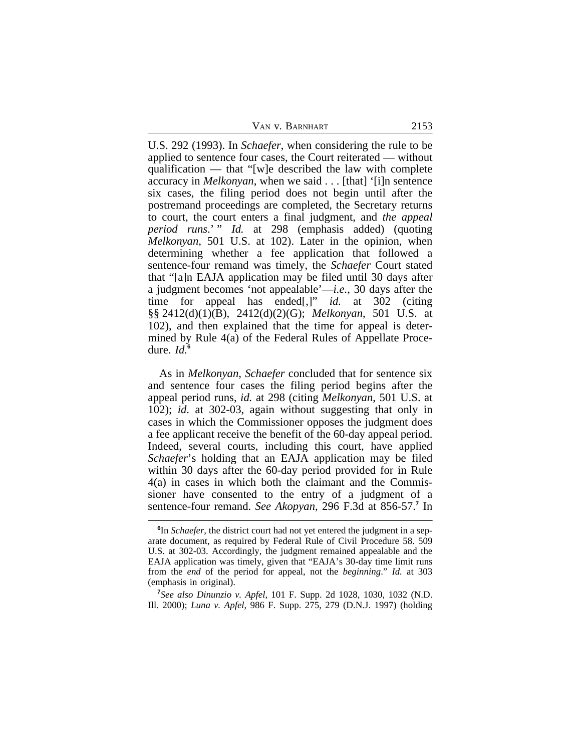U.S. 292 (1993). In *Schaefer*, when considering the rule to be applied to sentence four cases, the Court reiterated — without qualification — that "[w]e described the law with complete accuracy in *Melkonyan*, when we said . . . [that] '[i]n sentence six cases, the filing period does not begin until after the postremand proceedings are completed, the Secretary returns to court, the court enters a final judgment, and *the appeal period runs*.' " *Id.* at 298 (emphasis added) (quoting *Melkonyan*, 501 U.S. at 102). Later in the opinion, when determining whether a fee application that followed a sentence-four remand was timely, the *Schaefer* Court stated that "[a]n EAJA application may be filed until 30 days after a judgment becomes 'not appealable'—*i.e.*, 30 days after the time for appeal has ended[,]" *id.* at 302 (citing §§ 2412(d)(1)(B), 2412(d)(2)(G); *Melkonyan*, 501 U.S. at 102), and then explained that the time for appeal is determined by Rule 4(a) of the Federal Rules of Appellate Procedure. *Id.*[6]

As in *Melkonyan*, *Schaefer* concluded that for sentence six and sentence four cases the filing period begins after the appeal period runs, *id.* at 298 (citing *Melkonyan*, 501 U.S. at 102); *id*. at 302-03, again without suggesting that only in cases in which the Commissioner opposes the judgment does a fee applicant receive the benefit of the 60-day appeal period. Indeed, several courts, including this court, have applied *Schaefer*'s holding that an EAJA application may be filed within 30 days after the 60-day period provided for in Rule 4(a) in cases in which both the claimant and the Commissioner have consented to the entry of a judgment of a sentence-four remand. *See Akopyan*, 296 F.3d at 856-57.[7] In

[6]In *Schaefer*, the district court had not yet entered the judgment in a separate document, as required by Federal Rule of Civil Procedure 58. 509 U.S. at 302-03. Accordingly, the judgment remained appealable and the EAJA application was timely, given that "EAJA's 30-day time limit runs from the *end* of the period for appeal, not the *beginning*." *Id.* at 303 (emphasis in original).

[7]*See also Dinunzio v. Apfel*, 101 F. Supp. 2d 1028, 1030, 1032 (N.D. Ill. 2000); *Luna v. Apfel*, 986 F. Supp. 275, 279 (D.N.J. 1997) (holding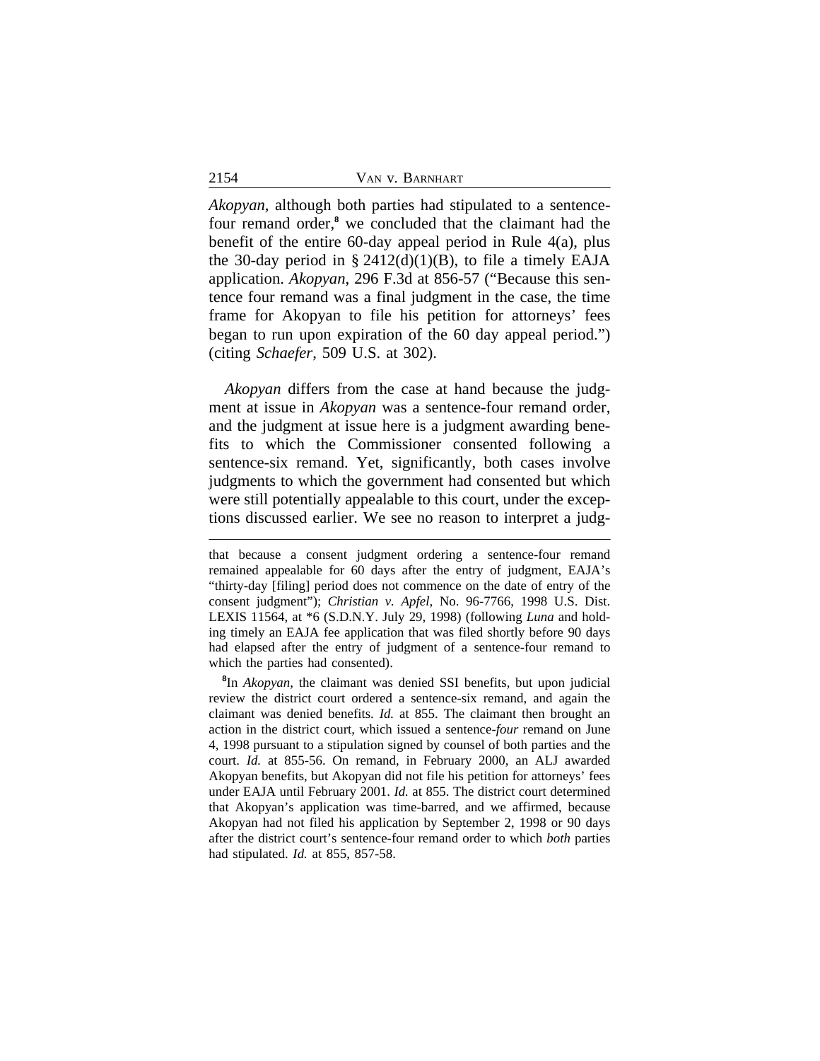*Akopyan*, although both parties had stipulated to a sentence-four remand order,[8] we concluded that the claimant had the benefit of the entire 60-day appeal period in Rule 4(a), plus the 30-day period in § 2412(d)(1)(B), to file a timely EAJA application. *Akopyan*, 296 F.3d at 856-57 ("Because this sentence four remand was a final judgment in the case, the time frame for Akopyan to file his petition for attorneys' fees began to run upon expiration of the 60 day appeal period.") (citing *Schaefer*, 509 U.S. at 302).

*Akopyan* differs from the case at hand because the judgment at issue in *Akopyan* was a sentence-four remand order, and the judgment at issue here is a judgment awarding benefits to which the Commissioner consented following a sentence-six remand. Yet, significantly, both cases involve judgments to which the government had consented but which were still potentially appealable to this court, under the exceptions discussed earlier. We see no reason to interpret a judg-

---

that because a consent judgment ordering a sentence-four remand remained appealable for 60 days after the entry of judgment, EAJA's "thirty-day [filing] period does not commence on the date of entry of the consent judgment"); *Christian v. Apfel*, No. 96-7766, 1998 U.S. Dist. LEXIS 11564, at *6 (S.D.N.Y. July 29, 1998) (following *Luna* and holding timely an EAJA fee application that was filed shortly before 90 days had elapsed after the entry of judgment of a sentence-four remand to which the parties had consented).

[8] In *Akopyan*, the claimant was denied SSI benefits, but upon judicial review the district court ordered a sentence-six remand, and again the claimant was denied benefits. *Id.* at 855. The claimant then brought an action in the district court, which issued a sentence-*four* remand on June 4, 1998 pursuant to a stipulation signed by counsel of both parties and the court. *Id.* at 855-56. On remand, in February 2000, an ALJ awarded Akopyan benefits, but Akopyan did not file his petition for attorneys' fees under EAJA until February 2001. *Id.* at 855. The district court determined that Akopyan's application was time-barred, and we affirmed, because Akopyan had not filed his application by September 2, 1998 or 90 days after the district court's sentence-four remand order to which *both* parties had stipulated. *Id.* at 855, 857-58.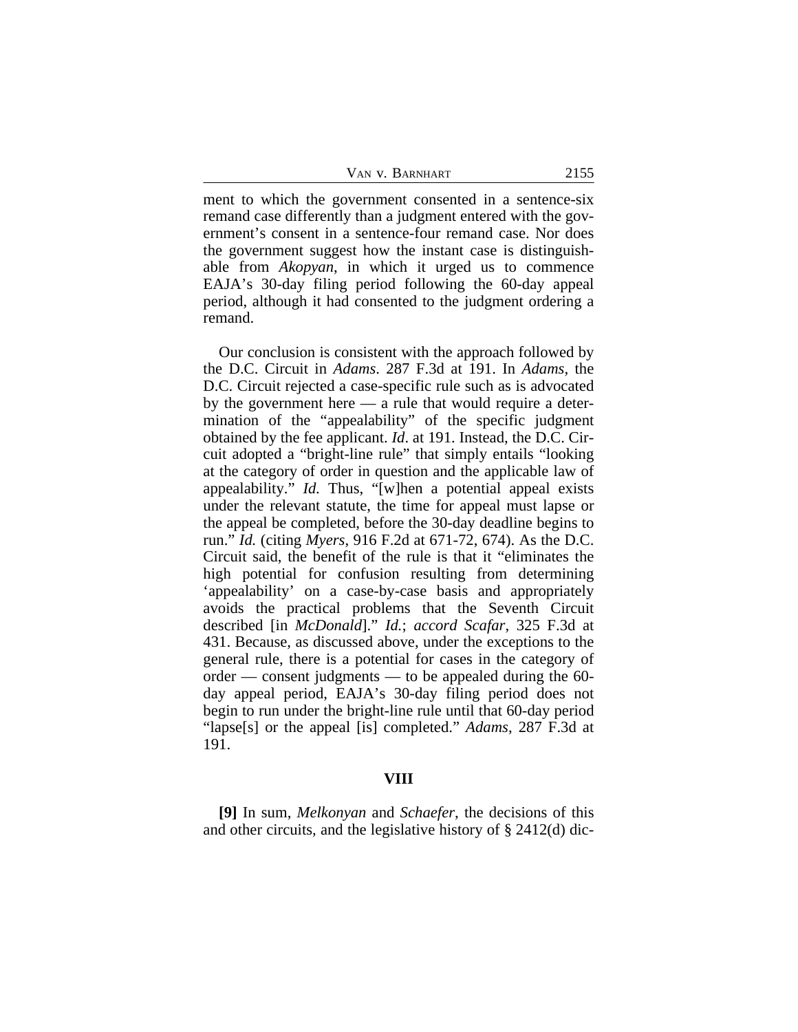ment to which the government consented in a sentence-six remand case differently than a judgment entered with the government's consent in a sentence-four remand case. Nor does the government suggest how the instant case is distinguishable from *Akopyan*, in which it urged us to commence EAJA's 30-day filing period following the 60-day appeal period, although it had consented to the judgment ordering a remand.

Our conclusion is consistent with the approach followed by the D.C. Circuit in *Adams*. 287 F.3d at 191. In *Adams*, the D.C. Circuit rejected a case-specific rule such as is advocated by the government here — a rule that would require a determination of the "appealability" of the specific judgment obtained by the fee applicant. *Id.* at 191. Instead, the D.C. Circuit adopted a "bright-line rule" that simply entails "looking at the category of order in question and the applicable law of appealability." *Id.* Thus, "[w]hen a potential appeal exists under the relevant statute, the time for appeal must lapse or the appeal be completed, before the 30-day deadline begins to run." *Id.* (citing *Myers*, 916 F.2d at 671-72, 674). As the D.C. Circuit said, the benefit of the rule is that it "eliminates the high potential for confusion resulting from determining 'appealability' on a case-by-case basis and appropriately avoids the practical problems that the Seventh Circuit described [in *McDonald*]." *Id.*; *accord Scafar*, 325 F.3d at 431. Because, as discussed above, under the exceptions to the general rule, there is a potential for cases in the category of order — consent judgments — to be appealed during the 60-day appeal period, EAJA's 30-day filing period does not begin to run under the bright-line rule until that 60-day period "lapse[s] or the appeal [is] completed." *Adams*, 287 F.3d at 191.

## VIII

**[9]** In sum, *Melkonyan* and *Schaefer*, the decisions of this and other circuits, and the legislative history of § 2412(d) dic-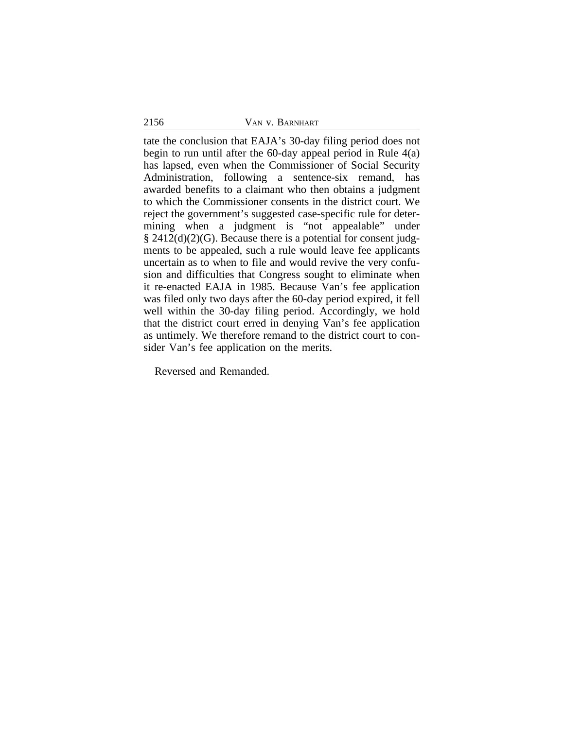tate the conclusion that EAJA's 30-day filing period does not begin to run until after the 60-day appeal period in Rule 4(a) has lapsed, even when the Commissioner of Social Security Administration, following a sentence-six remand, has awarded benefits to a claimant who then obtains a judgment to which the Commissioner consents in the district court. We reject the government's suggested case-specific rule for determining when a judgment is "not appealable" under § 2412(d)(2)(G). Because there is a potential for consent judgments to be appealed, such a rule would leave fee applicants uncertain as to when to file and would revive the very confusion and difficulties that Congress sought to eliminate when it re-enacted EAJA in 1985. Because Van's fee application was filed only two days after the 60-day period expired, it fell well within the 30-day filing period. Accordingly, we hold that the district court erred in denying Van's fee application as untimely. We therefore remand to the district court to consider Van's fee application on the merits.

Reversed and Remanded.